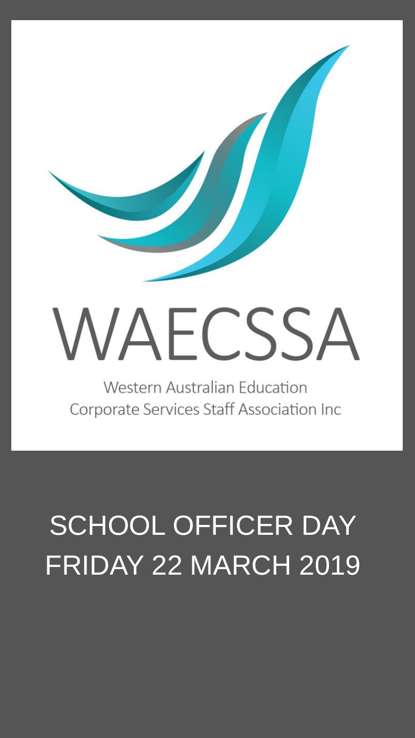# WAECSSA

Western Australian Education Corporate Services Staff Association Inc

## SCHOOL OFFICER DAY FRIDAY 22 MARCH 2019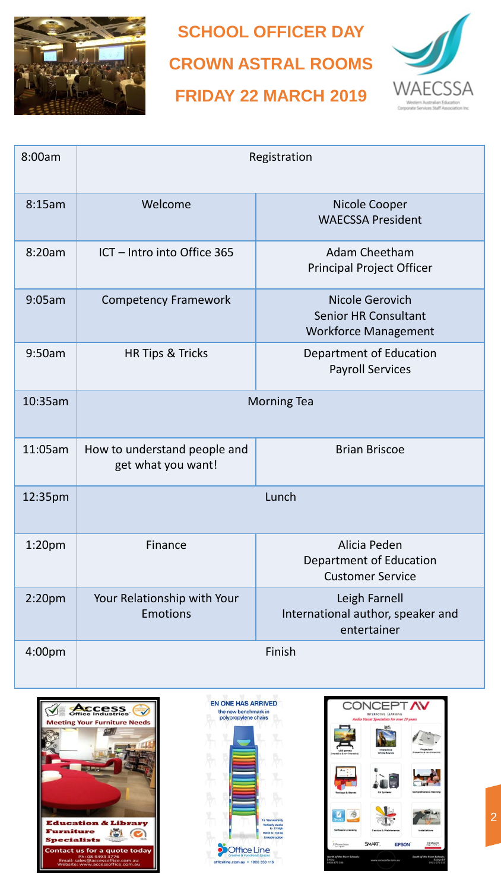# SCHOOL OFFICER DAY

## CROWN ASTRAL ROOMS

## FRIDAY 22 MARCH 2019

WAECSSA

Western Australian Education Corporate Services Staff Association Inc

| Time | Session | Presenter |
|---|---|---|
| 8:00am | Registration | |
| 8:15am | Welcome | Nicole Cooper<br>WAECSSA President |
| 8:20am | ICT – Intro into Office 365 | Adam Cheetham<br>Principal Project Officer |
| 9:05am | Competency Framework | Nicole Gerovich<br>Senior HR Consultant<br>Workforce Management |
| 9:50am | HR Tips & Tricks | Department of Education<br>Payroll Services |
| 10:35am | Morning Tea | |
| 11:05am | How to understand people and get what you want! | Brian Briscoe |
| 12:35pm | Lunch | |
| 1:20pm | Finance | Alicia Peden<br>Department of Education<br>Customer Service |
| 2:20pm | Your Relationship with Your Emotions | Leigh Farnell<br>International author, speaker and entertainer |
| 4:00pm | Finish | |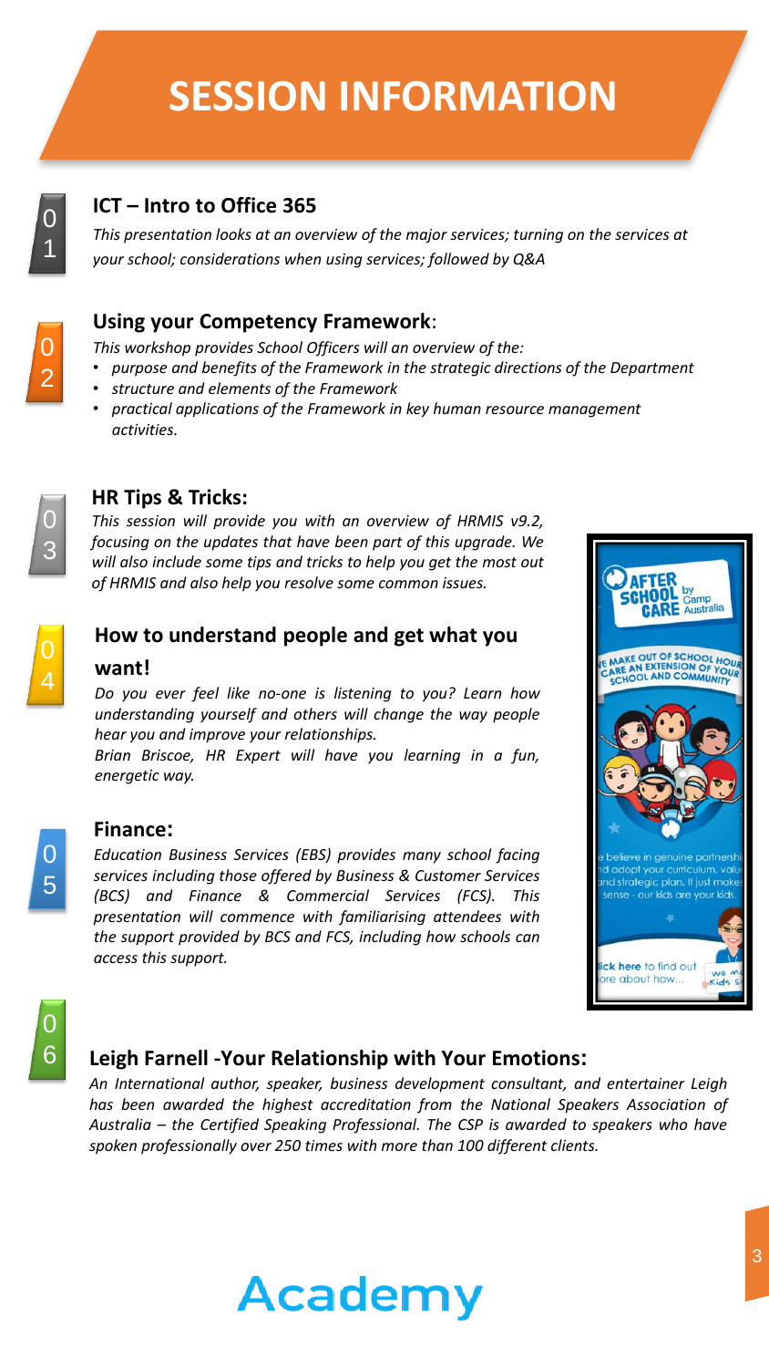# SESSION INFORMATION

## 01 ICT – Intro to Office 365

*This presentation looks at an overview of the major services; turning on the services at your school; considerations when using services; followed by Q&A*

## 02 Using your Competency Framework:

*This workshop provides School Officers will an overview of the:*

- *purpose and benefits of the Framework in the strategic directions of the Department*
- *structure and elements of the Framework*
- *practical applications of the Framework in key human resource management activities.*

## 03 HR Tips & Tricks:

*This session will provide you with an overview of HRMIS v9.2, focusing on the updates that have been part of this upgrade. We will also include some tips and tricks to help you get the most out of HRMIS and also help you resolve some common issues.*

## 04 How to understand people and get what you want!

*Do you ever feel like no-one is listening to you? Learn how understanding yourself and others will change the way people hear you and improve your relationships.*

*Brian Briscoe, HR Expert will have you learning in a fun, energetic way.*

## 05 Finance:

*Education Business Services (EBS) provides many school facing services including those offered by Business & Customer Services (BCS) and Finance & Commercial Services (FCS). This presentation will commence with familiarising attendees with the support provided by BCS and FCS, including how schools can access this support.*

## 06 Leigh Farnell -Your Relationship with Your Emotions:

*An International author, speaker, business development consultant, and entertainer Leigh has been awarded the highest accreditation from the National Speakers Association of Australia – the Certified Speaking Professional. The CSP is awarded to speakers who have spoken professionally over 250 times with more than 100 different clients.*

Academy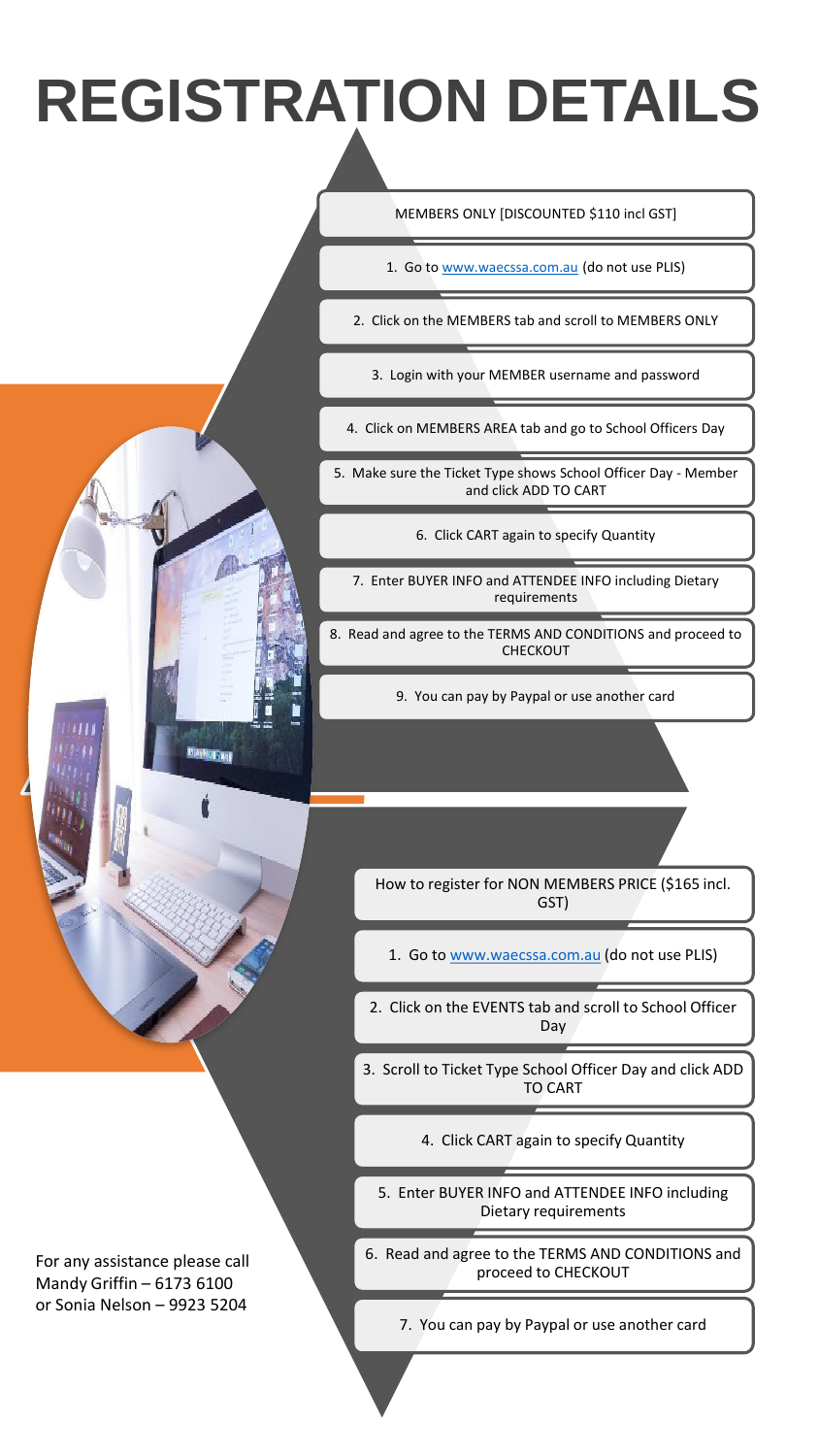# REGISTRATION DETAILS

MEMBERS ONLY [DISCOUNTED $110 incl GST]

1. Go to www.waecssa.com.au (do not use PLIS)
2. Click on the MEMBERS tab and scroll to MEMBERS ONLY
3. Login with your MEMBER username and password
4. Click on MEMBERS AREA tab and go to School Officers Day
5. Make sure the Ticket Type shows School Officer Day - Member and click ADD TO CART
6. Click CART again to specify Quantity
7. Enter BUYER INFO and ATTENDEE INFO including Dietary requirements
8. Read and agree to the TERMS AND CONDITIONS and proceed to CHECKOUT
9. You can pay by Paypal or use another card

How to register for NON MEMBERS PRICE ($165 incl. GST)

1. Go to www.waecssa.com.au (do not use PLIS)
2. Click on the EVENTS tab and scroll to School Officer Day
3. Scroll to Ticket Type School Officer Day and click ADD TO CART
4. Click CART again to specify Quantity
5. Enter BUYER INFO and ATTENDEE INFO including Dietary requirements
6. Read and agree to the TERMS AND CONDITIONS and proceed to CHECKOUT
7. You can pay by Paypal or use another card

For any assistance please call
Mandy Griffin – 6173 6100
or Sonia Nelson – 9923 5204